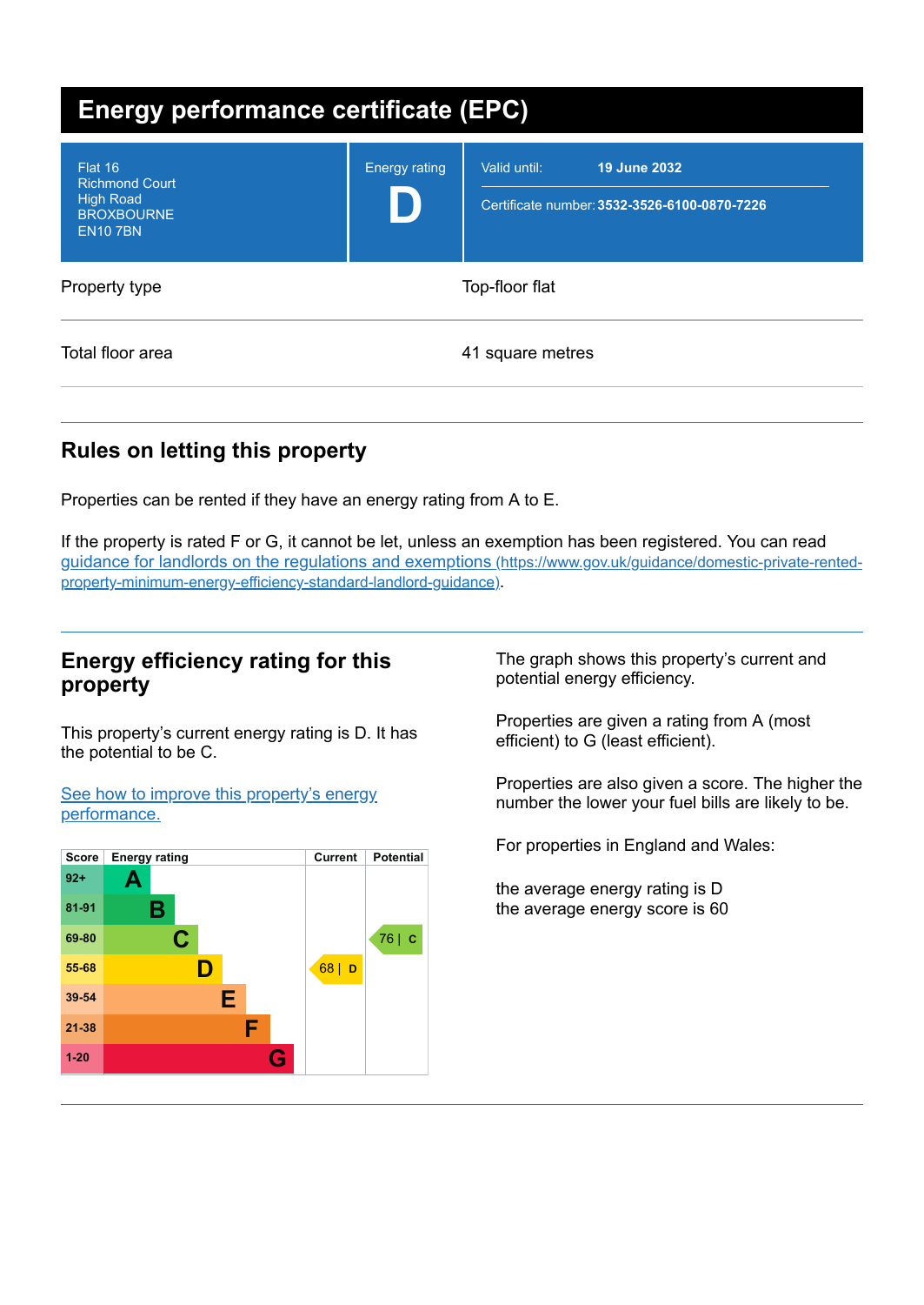# Energy performance certificate (EPC)

| | | |
|---|---|---|
| Flat 16<br>Richmond Court<br>High Road<br>BROXBOURNE<br>EN10 7BN | Energy rating<br>**D** | Valid until: **19 June 2032**<br>Certificate number: **3532-3526-6100-0870-7226** |

| | |
|---|---|
| Property type | Top-floor flat |
| Total floor area | 41 square metres |

## Rules on letting this property

Properties can be rented if they have an energy rating from A to E.

If the property is rated F or G, it cannot be let, unless an exemption has been registered. You can read [guidance for landlords on the regulations and exemptions (https://www.gov.uk/guidance/domestic-private-rented-property-minimum-energy-efficiency-standard-landlord-guidance)](https://www.gov.uk/guidance/domestic-private-rented-property-minimum-energy-efficiency-standard-landlord-guidance).

## Energy efficiency rating for this property

This property's current energy rating is D. It has the potential to be C.

See how to improve this property's energy performance.

| Score | Energy rating | Current | Potential |
|---|---|---|---|
| 92+ | A | | |
| 81-91 | B | | |
| 69-80 | C | | 76 \| C |
| 55-68 | D | 68 \| D | |
| 39-54 | E | | |
| 21-38 | F | | |
| 1-20 | G | | |

The graph shows this property's current and potential energy efficiency.

Properties are given a rating from A (most efficient) to G (least efficient).

Properties are also given a score. The higher the number the lower your fuel bills are likely to be.

For properties in England and Wales:

the average energy rating is D
the average energy score is 60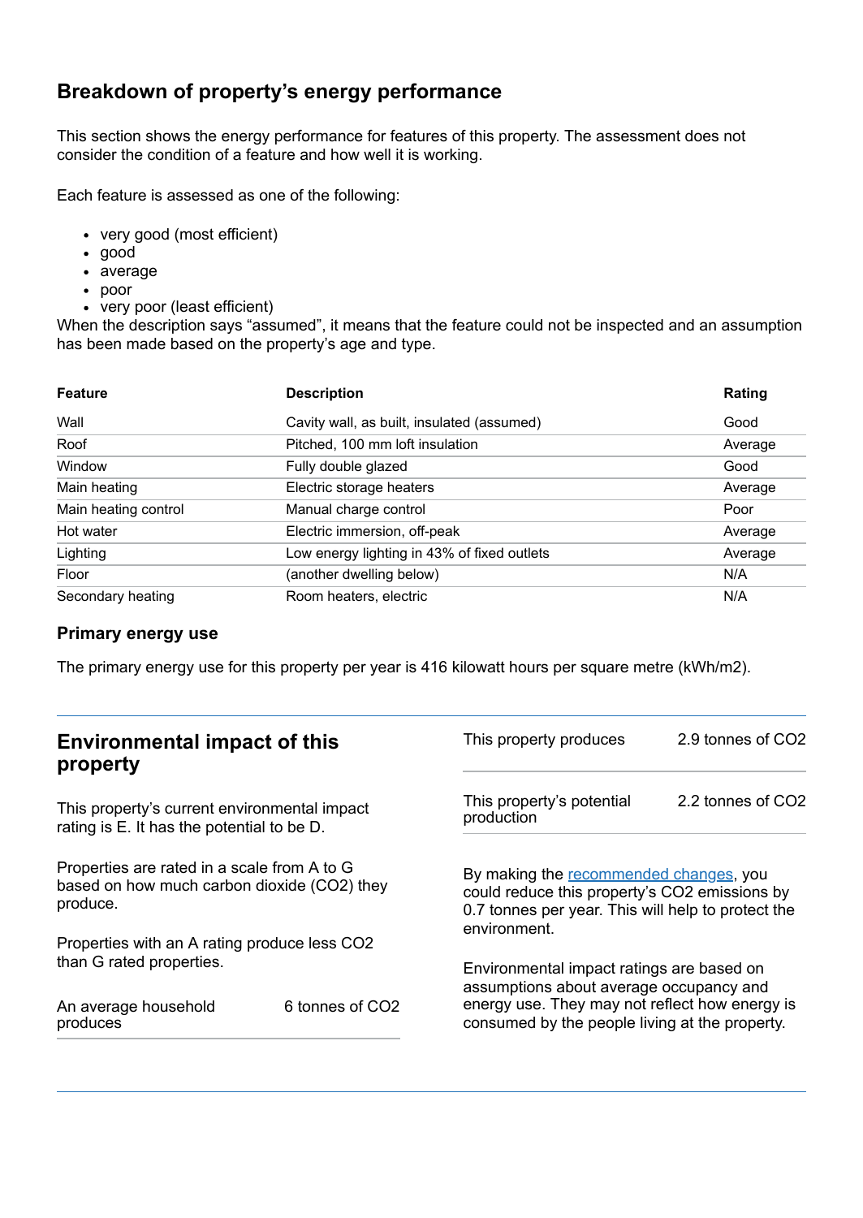## Breakdown of property's energy performance

This section shows the energy performance for features of this property. The assessment does not consider the condition of a feature and how well it is working.

Each feature is assessed as one of the following:

- very good (most efficient)
- good
- average
- poor
- very poor (least efficient)

When the description says "assumed", it means that the feature could not be inspected and an assumption has been made based on the property's age and type.

| Feature | Description | Rating |
|---|---|---|
| Wall | Cavity wall, as built, insulated (assumed) | Good |
| Roof | Pitched, 100 mm loft insulation | Average |
| Window | Fully double glazed | Good |
| Main heating | Electric storage heaters | Average |
| Main heating control | Manual charge control | Poor |
| Hot water | Electric immersion, off-peak | Average |
| Lighting | Low energy lighting in 43% of fixed outlets | Average |
| Floor | (another dwelling below) | N/A |
| Secondary heating | Room heaters, electric | N/A |

### Primary energy use

The primary energy use for this property per year is 416 kilowatt hours per square metre (kWh/m2).

## Environmental impact of this property

This property's current environmental impact rating is E. It has the potential to be D.

Properties are rated in a scale from A to G based on how much carbon dioxide ($CO_2$) they produce.

Properties with an A rating produce less $CO_2$ than G rated properties.

| | |
|---|---|
| An average household produces | 6 tonnes of $CO_2$ |

| | |
|---|---|
| This property produces | 2.9 tonnes of $CO_2$ |
| This property's potential production | 2.2 tonnes of $CO_2$ |

By making the recommended changes, you could reduce this property's $CO_2$ emissions by 0.7 tonnes per year. This will help to protect the environment.

Environmental impact ratings are based on assumptions about average occupancy and energy use. They may not reflect how energy is consumed by the people living at the property.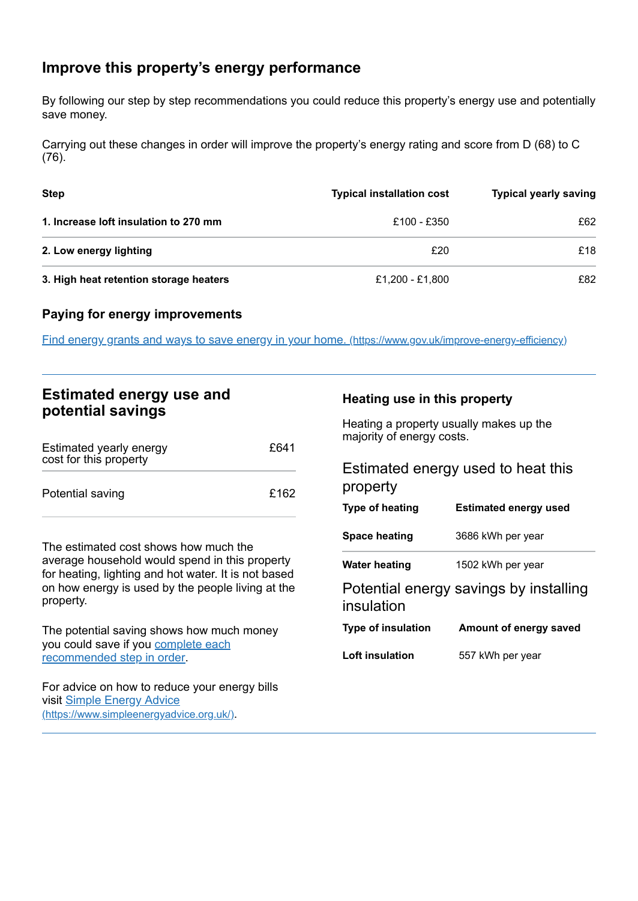## Improve this property's energy performance

By following our step by step recommendations you could reduce this property's energy use and potentially save money.

Carrying out these changes in order will improve the property's energy rating and score from D (68) to C (76).

| Step | Typical installation cost | Typical yearly saving |
|---|---|---|
| **1. Increase loft insulation to 270 mm** | £100 - £350 | £62 |
| **2. Low energy lighting** | £20 | £18 |
| **3. High heat retention storage heaters** | £1,200 - £1,800 | £82 |

### Paying for energy improvements

[Find energy grants and ways to save energy in your home. (https://www.gov.uk/improve-energy-efficiency)](https://www.gov.uk/improve-energy-efficiency)

## Estimated energy use and potential savings

| | |
|---|---|
| Estimated yearly energy cost for this property | £641 |
| Potential saving | £162 |

The estimated cost shows how much the average household would spend in this property for heating, lighting and hot water. It is not based on how energy is used by the people living at the property.

The potential saving shows how much money you could save if you complete each recommended step in order.

For advice on how to reduce your energy bills visit [Simple Energy Advice (https://www.simpleenergyadvice.org.uk/)](https://www.simpleenergyadvice.org.uk/).

### Heating use in this property

Heating a property usually makes up the majority of energy costs.

### Estimated energy used to heat this property

| Type of heating | Estimated energy used |
|---|---|
| **Space heating** | 3686 kWh per year |
| **Water heating** | 1502 kWh per year |

### Potential energy savings by installing insulation

| Type of insulation | Amount of energy saved |
|---|---|
| **Loft insulation** | 557 kWh per year |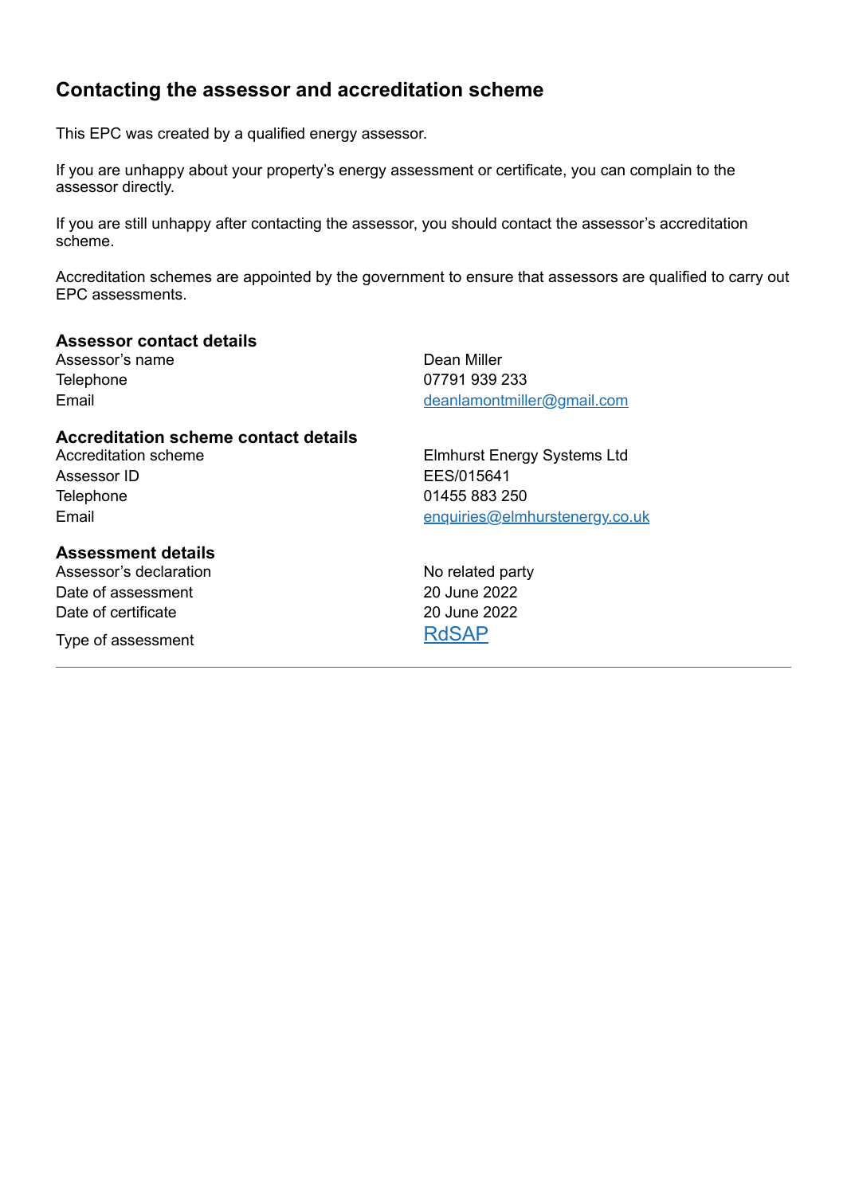## Contacting the assessor and accreditation scheme

This EPC was created by a qualified energy assessor.

If you are unhappy about your property's energy assessment or certificate, you can complain to the assessor directly.

If you are still unhappy after contacting the assessor, you should contact the assessor's accreditation scheme.

Accreditation schemes are appointed by the government to ensure that assessors are qualified to carry out EPC assessments.

### Assessor contact details

| | |
|---|---|
| Assessor's name | Dean Miller |
| Telephone | 07791 939 233 |
| Email | deanlamontmiller@gmail.com |

### Accreditation scheme contact details

| | |
|---|---|
| Accreditation scheme | Elmhurst Energy Systems Ltd |
| Assessor ID | EES/015641 |
| Telephone | 01455 883 250 |
| Email | enquiries@elmhurstenergy.co.uk |

### Assessment details

| | |
|---|---|
| Assessor's declaration | No related party |
| Date of assessment | 20 June 2022 |
| Date of certificate | 20 June 2022 |
| Type of assessment | RdSAP |